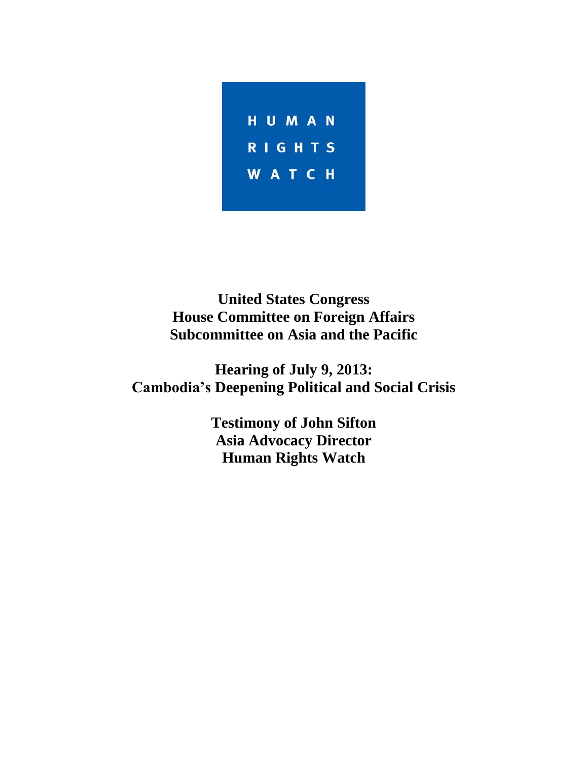HUMAN RIGHTS WATCH

**United States Congress**
**House Committee on Foreign Affairs**
**Subcommittee on Asia and the Pacific**

**Hearing of July 9, 2013:**
**Cambodia's Deepening Political and Social Crisis**

**Testimony of John Sifton**
**Asia Advocacy Director**
**Human Rights Watch**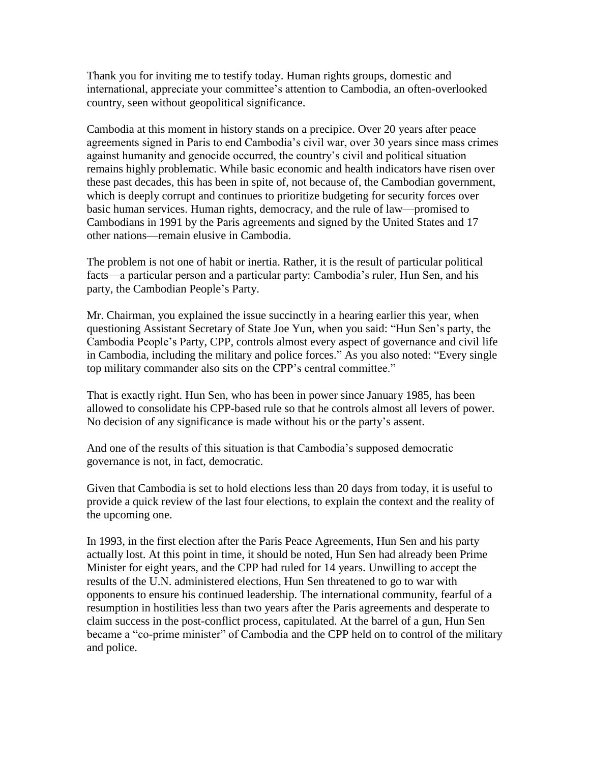Thank you for inviting me to testify today. Human rights groups, domestic and international, appreciate your committee's attention to Cambodia, an often-overlooked country, seen without geopolitical significance.

Cambodia at this moment in history stands on a precipice. Over 20 years after peace agreements signed in Paris to end Cambodia's civil war, over 30 years since mass crimes against humanity and genocide occurred, the country's civil and political situation remains highly problematic. While basic economic and health indicators have risen over these past decades, this has been in spite of, not because of, the Cambodian government, which is deeply corrupt and continues to prioritize budgeting for security forces over basic human services. Human rights, democracy, and the rule of law—promised to Cambodians in 1991 by the Paris agreements and signed by the United States and 17 other nations—remain elusive in Cambodia.

The problem is not one of habit or inertia. Rather, it is the result of particular political facts—a particular person and a particular party: Cambodia's ruler, Hun Sen, and his party, the Cambodian People's Party.

Mr. Chairman, you explained the issue succinctly in a hearing earlier this year, when questioning Assistant Secretary of State Joe Yun, when you said: "Hun Sen's party, the Cambodia People's Party, CPP, controls almost every aspect of governance and civil life in Cambodia, including the military and police forces." As you also noted: "Every single top military commander also sits on the CPP's central committee."

That is exactly right. Hun Sen, who has been in power since January 1985, has been allowed to consolidate his CPP-based rule so that he controls almost all levers of power. No decision of any significance is made without his or the party's assent.

And one of the results of this situation is that Cambodia's supposed democratic governance is not, in fact, democratic.

Given that Cambodia is set to hold elections less than 20 days from today, it is useful to provide a quick review of the last four elections, to explain the context and the reality of the upcoming one.

In 1993, in the first election after the Paris Peace Agreements, Hun Sen and his party actually lost. At this point in time, it should be noted, Hun Sen had already been Prime Minister for eight years, and the CPP had ruled for 14 years. Unwilling to accept the results of the U.N. administered elections, Hun Sen threatened to go to war with opponents to ensure his continued leadership. The international community, fearful of a resumption in hostilities less than two years after the Paris agreements and desperate to claim success in the post-conflict process, capitulated. At the barrel of a gun, Hun Sen became a "co-prime minister" of Cambodia and the CPP held on to control of the military and police.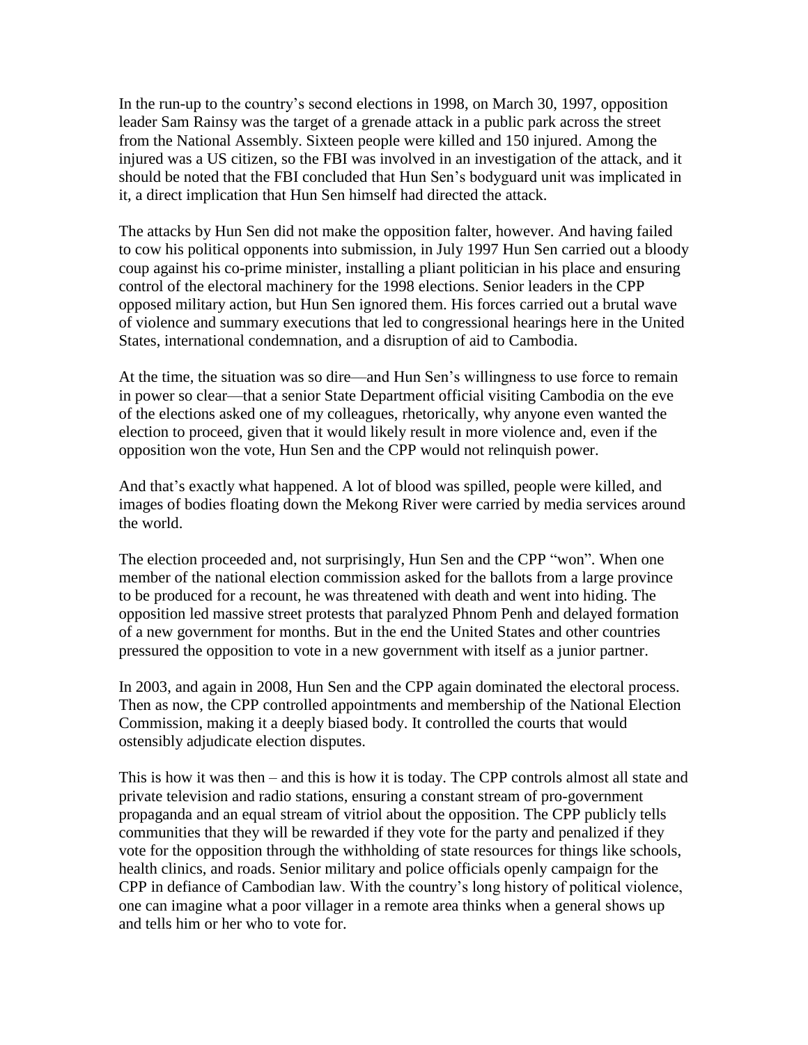In the run-up to the country's second elections in 1998, on March 30, 1997, opposition leader Sam Rainsy was the target of a grenade attack in a public park across the street from the National Assembly. Sixteen people were killed and 150 injured. Among the injured was a US citizen, so the FBI was involved in an investigation of the attack, and it should be noted that the FBI concluded that Hun Sen's bodyguard unit was implicated in it, a direct implication that Hun Sen himself had directed the attack.

The attacks by Hun Sen did not make the opposition falter, however. And having failed to cow his political opponents into submission, in July 1997 Hun Sen carried out a bloody coup against his co-prime minister, installing a pliant politician in his place and ensuring control of the electoral machinery for the 1998 elections. Senior leaders in the CPP opposed military action, but Hun Sen ignored them. His forces carried out a brutal wave of violence and summary executions that led to congressional hearings here in the United States, international condemnation, and a disruption of aid to Cambodia.

At the time, the situation was so dire—and Hun Sen's willingness to use force to remain in power so clear—that a senior State Department official visiting Cambodia on the eve of the elections asked one of my colleagues, rhetorically, why anyone even wanted the election to proceed, given that it would likely result in more violence and, even if the opposition won the vote, Hun Sen and the CPP would not relinquish power.

And that's exactly what happened. A lot of blood was spilled, people were killed, and images of bodies floating down the Mekong River were carried by media services around the world.

The election proceeded and, not surprisingly, Hun Sen and the CPP "won". When one member of the national election commission asked for the ballots from a large province to be produced for a recount, he was threatened with death and went into hiding. The opposition led massive street protests that paralyzed Phnom Penh and delayed formation of a new government for months. But in the end the United States and other countries pressured the opposition to vote in a new government with itself as a junior partner.

In 2003, and again in 2008, Hun Sen and the CPP again dominated the electoral process. Then as now, the CPP controlled appointments and membership of the National Election Commission, making it a deeply biased body. It controlled the courts that would ostensibly adjudicate election disputes.

This is how it was then – and this is how it is today. The CPP controls almost all state and private television and radio stations, ensuring a constant stream of pro-government propaganda and an equal stream of vitriol about the opposition. The CPP publicly tells communities that they will be rewarded if they vote for the party and penalized if they vote for the opposition through the withholding of state resources for things like schools, health clinics, and roads. Senior military and police officials openly campaign for the CPP in defiance of Cambodian law. With the country's long history of political violence, one can imagine what a poor villager in a remote area thinks when a general shows up and tells him or her who to vote for.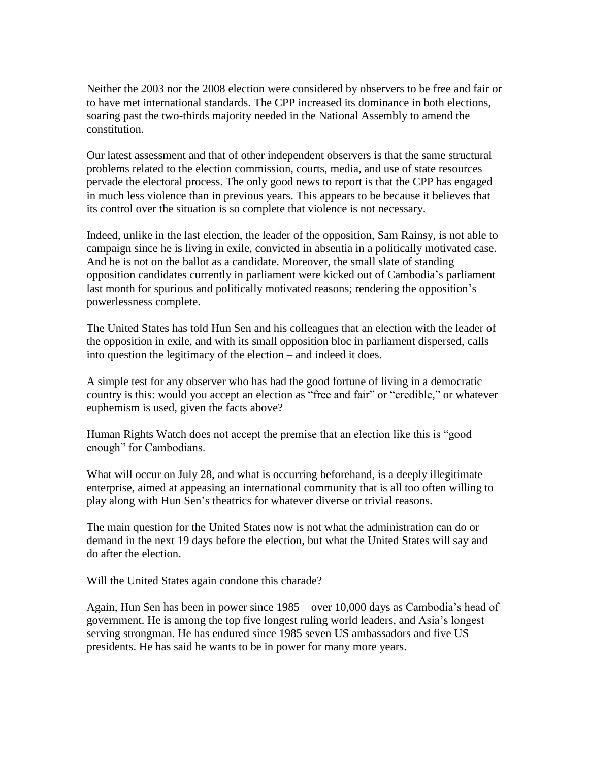Neither the 2003 nor the 2008 election were considered by observers to be free and fair or to have met international standards. The CPP increased its dominance in both elections, soaring past the two-thirds majority needed in the National Assembly to amend the constitution.

Our latest assessment and that of other independent observers is that the same structural problems related to the election commission, courts, media, and use of state resources pervade the electoral process. The only good news to report is that the CPP has engaged in much less violence than in previous years. This appears to be because it believes that its control over the situation is so complete that violence is not necessary.

Indeed, unlike in the last election, the leader of the opposition, Sam Rainsy, is not able to campaign since he is living in exile, convicted in absentia in a politically motivated case. And he is not on the ballot as a candidate. Moreover, the small slate of standing opposition candidates currently in parliament were kicked out of Cambodia's parliament last month for spurious and politically motivated reasons; rendering the opposition's powerlessness complete.

The United States has told Hun Sen and his colleagues that an election with the leader of the opposition in exile, and with its small opposition bloc in parliament dispersed, calls into question the legitimacy of the election – and indeed it does.

A simple test for any observer who has had the good fortune of living in a democratic country is this: would you accept an election as "free and fair" or "credible," or whatever euphemism is used, given the facts above?

Human Rights Watch does not accept the premise that an election like this is "good enough" for Cambodians.

What will occur on July 28, and what is occurring beforehand, is a deeply illegitimate enterprise, aimed at appeasing an international community that is all too often willing to play along with Hun Sen's theatrics for whatever diverse or trivial reasons.

The main question for the United States now is not what the administration can do or demand in the next 19 days before the election, but what the United States will say and do after the election.

Will the United States again condone this charade?

Again, Hun Sen has been in power since 1985—over 10,000 days as Cambodia's head of government. He is among the top five longest ruling world leaders, and Asia's longest serving strongman. He has endured since 1985 seven US ambassadors and five US presidents. He has said he wants to be in power for many more years.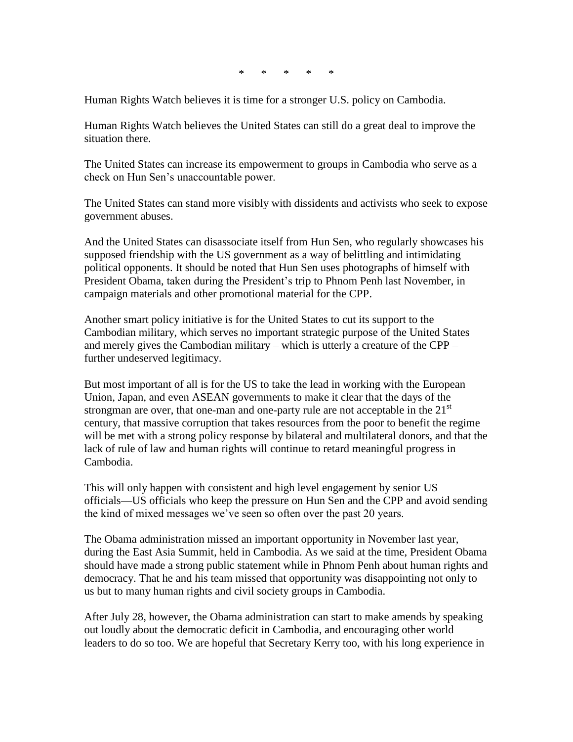\*   \*   \*   \*   \*

Human Rights Watch believes it is time for a stronger U.S. policy on Cambodia.

Human Rights Watch believes the United States can still do a great deal to improve the situation there.

The United States can increase its empowerment to groups in Cambodia who serve as a check on Hun Sen's unaccountable power.

The United States can stand more visibly with dissidents and activists who seek to expose government abuses.

And the United States can disassociate itself from Hun Sen, who regularly showcases his supposed friendship with the US government as a way of belittling and intimidating political opponents. It should be noted that Hun Sen uses photographs of himself with President Obama, taken during the President's trip to Phnom Penh last November, in campaign materials and other promotional material for the CPP.

Another smart policy initiative is for the United States to cut its support to the Cambodian military, which serves no important strategic purpose of the United States and merely gives the Cambodian military – which is utterly a creature of the CPP – further undeserved legitimacy.

But most important of all is for the US to take the lead in working with the European Union, Japan, and even ASEAN governments to make it clear that the days of the strongman are over, that one-man and one-party rule are not acceptable in the 21st century, that massive corruption that takes resources from the poor to benefit the regime will be met with a strong policy response by bilateral and multilateral donors, and that the lack of rule of law and human rights will continue to retard meaningful progress in Cambodia.

This will only happen with consistent and high level engagement by senior US officials—US officials who keep the pressure on Hun Sen and the CPP and avoid sending the kind of mixed messages we've seen so often over the past 20 years.

The Obama administration missed an important opportunity in November last year, during the East Asia Summit, held in Cambodia. As we said at the time, President Obama should have made a strong public statement while in Phnom Penh about human rights and democracy. That he and his team missed that opportunity was disappointing not only to us but to many human rights and civil society groups in Cambodia.

After July 28, however, the Obama administration can start to make amends by speaking out loudly about the democratic deficit in Cambodia, and encouraging other world leaders to do so too. We are hopeful that Secretary Kerry too, with his long experience in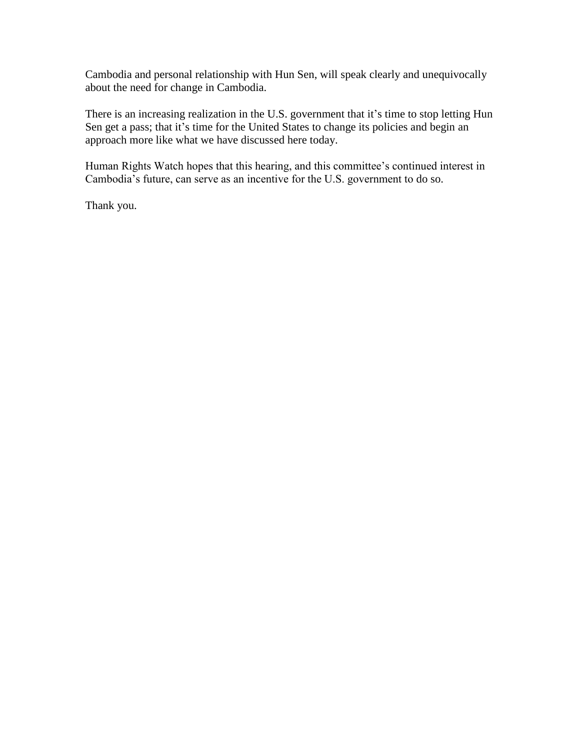Cambodia and personal relationship with Hun Sen, will speak clearly and unequivocally about the need for change in Cambodia.

There is an increasing realization in the U.S. government that it's time to stop letting Hun Sen get a pass; that it's time for the United States to change its policies and begin an approach more like what we have discussed here today.

Human Rights Watch hopes that this hearing, and this committee's continued interest in Cambodia's future, can serve as an incentive for the U.S. government to do so.

Thank you.